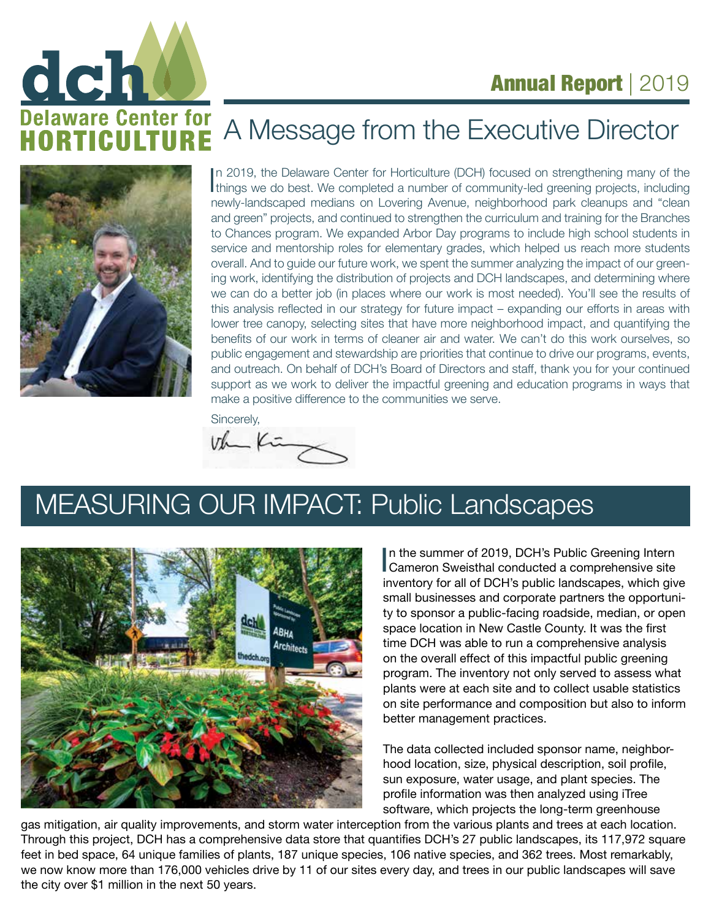dch Delaware Center for HORTICULTURE

**Annual Report** | 2019

# A Message from the Executive Director

In 2019, the Delaware Center for Horticulture (DCH) focused on strengthening many of the things we do best. We completed a number of community-led greening projects, including newly-landscaped medians on Lovering Avenue, neighborhood park cleanups and "clean and green" projects, and continued to strengthen the curriculum and training for the Branches to Chances program. We expanded Arbor Day programs to include high school students in service and mentorship roles for elementary grades, which helped us reach more students overall. And to guide our future work, we spent the summer analyzing the impact of our greening work, identifying the distribution of projects and DCH landscapes, and determining where we can do a better job (in places where our work is most needed). You'll see the results of this analysis reflected in our strategy for future impact – expanding our efforts in areas with lower tree canopy, selecting sites that have more neighborhood impact, and quantifying the benefits of our work in terms of cleaner air and water. We can't do this work ourselves, so public engagement and stewardship are priorities that continue to drive our programs, events, and outreach. On behalf of DCH's Board of Directors and staff, thank you for your continued support as we work to deliver the impactful greening and education programs in ways that make a positive difference to the communities we serve.

Sincerely,

## MEASURING OUR IMPACT: Public Landscapes

In the summer of 2019, DCH's Public Greening Intern Cameron Sweisthal conducted a comprehensive site inventory for all of DCH's public landscapes, which give small businesses and corporate partners the opportunity to sponsor a public-facing roadside, median, or open space location in New Castle County. It was the first time DCH was able to run a comprehensive analysis on the overall effect of this impactful public greening program. The inventory not only served to assess what plants were at each site and to collect usable statistics on site performance and composition but also to inform better management practices.

The data collected included sponsor name, neighborhood location, size, physical description, soil profile, sun exposure, water usage, and plant species. The profile information was then analyzed using iTree software, which projects the long-term greenhouse gas mitigation, air quality improvements, and storm water interception from the various plants and trees at each location. Through this project, DCH has a comprehensive data store that quantifies DCH's 27 public landscapes, its 117,972 square feet in bed space, 64 unique families of plants, 187 unique species, 106 native species, and 362 trees. Most remarkably, we now know more than 176,000 vehicles drive by 11 of our sites every day, and trees in our public landscapes will save the city over $1 million in the next 50 years.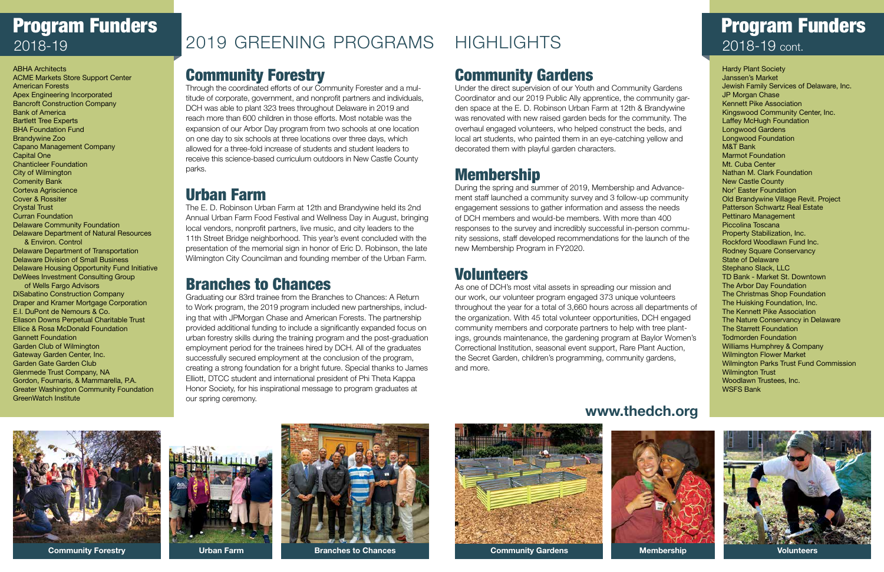## Program Funders 2018-19

ABHA Architects
ACME Markets Store Support Center
American Forests
Apex Engineering Incorporated
Bancroft Construction Company
Bank of America
Bartlett Tree Experts
BHA Foundation Fund
Brandywine Zoo
Capano Management Company
Capital One
Chanticleer Foundation
City of Wilmington
Comenity Bank
Corteva Agriscience
Cover & Rossiter
Crystal Trust
Curran Foundation
Delaware Community Foundation
Delaware Department of Natural Resources & Environ. Control
Delaware Department of Transportation
Delaware Division of Small Business
Delaware Housing Opportunity Fund Initiative
DeWees Investment Consulting Group of Wells Fargo Advisors
DiSabatino Construction Company
Draper and Kramer Mortgage Corporation
E.I. DuPont de Nemours & Co.
Ellason Downs Perpetual Charitable Trust
Ellice & Rosa McDonald Foundation
Gannett Foundation
Garden Club of Wilmington
Gateway Garden Center, Inc.
Garden Gate Garden Club
Glenmede Trust Company, NA
Gordon, Fournaris, & Mammarella, P.A.
Greater Washington Community Foundation
GreenWatch Institute

# 2019 GREENING PROGRAMS HIGHLIGHTS

## Community Forestry

Through the coordinated efforts of our Community Forester and a multitude of corporate, government, and nonprofit partners and individuals, DCH was able to plant 323 trees throughout Delaware in 2019 and reach more than 600 children in those efforts. Most notable was the expansion of our Arbor Day program from two schools at one location on one day to six schools at three locations over three days, which allowed for a three-fold increase of students and student leaders to receive this science-based curriculum outdoors in New Castle County parks.

## Urban Farm

The E. D. Robinson Urban Farm at 12th and Brandywine held its 2nd Annual Urban Farm Food Festival and Wellness Day in August, bringing local vendors, nonprofit partners, live music, and city leaders to the 11th Street Bridge neighborhood. This year's event concluded with the presentation of the memorial sign in honor of Eric D. Robinson, the late Wilmington City Councilman and founding member of the Urban Farm.

## Branches to Chances

Graduating our 83rd trainee from the Branches to Chances: A Return to Work program, the 2019 program included new partnerships, including that with JPMorgan Chase and American Forests. The partnership provided additional funding to include a significantly expanded focus on urban forestry skills during the training program and the post-graduation employment period for the trainees hired by DCH. All of the graduates successfully secured employment at the conclusion of the program, creating a strong foundation for a bright future. Special thanks to James Elliott, DTCC student and international president of Phi Theta Kappa Honor Society, for his inspirational message to program graduates at our spring ceremony.

## Community Gardens

Under the direct supervision of our Youth and Community Gardens Coordinator and our 2019 Public Ally apprentice, the community garden space at the E. D. Robinson Urban Farm at 12th & Brandywine was renovated with new raised garden beds for the community. The overhaul engaged volunteers, who helped construct the beds, and local art students, who painted them in an eye-catching yellow and decorated them with playful garden characters.

## Membership

During the spring and summer of 2019, Membership and Advancement staff launched a community survey and 3 follow-up community engagement sessions to gather information and assess the needs of DCH members and would-be members. With more than 400 responses to the survey and incredibly successful in-person community sessions, staff developed recommendations for the launch of the new Membership Program in FY2020.

## Volunteers

As one of DCH's most vital assets in spreading our mission and our work, our volunteer program engaged 373 unique volunteers throughout the year for a total of 3,660 hours across all departments of the organization. With 45 total volunteer opportunities, DCH engaged community members and corporate partners to help with tree plantings, grounds maintenance, the gardening program at Baylor Women's Correctional Institution, seasonal event support, Rare Plant Auction, the Secret Garden, children's programming, community gardens, and more.

**www.thedch.org**

## Program Funders 2018-19 cont.

Hardy Plant Society
Janssen's Market
Jewish Family Services of Delaware, Inc.
JP Morgan Chase
Kennett Pike Association
Kingswood Community Center, Inc.
Laffey McHugh Foundation
Longwood Gardens
Longwood Foundation
M&T Bank
Marmot Foundation
Mt. Cuba Center
Nathan M. Clark Foundation
New Castle County
Nor' Easter Foundation
Old Brandywine Village Revit. Project
Patterson Schwartz Real Estate
Pettinaro Management
Piccolina Toscana
Property Stabilization, Inc.
Rockford Woodlawn Fund Inc.
Rodney Square Conservancy
State of Delaware
Stephano Slack, LLC
TD Bank - Market St. Downtown
The Arbor Day Foundation
The Christmas Shop Foundation
The Huisking Foundation, Inc.
The Kennett Pike Association
The Nature Conservancy in Delaware
The Starrett Foundation
Todmorden Foundation
Williams Humphrey & Company
Wilmington Flower Market
Wilmington Parks Trust Fund Commission
Wilmington Trust
Woodlawn Trustees, Inc.
WSFS Bank

Community Forestry

Urban Farm

Branches to Chances

Community Gardens

Membership

Volunteers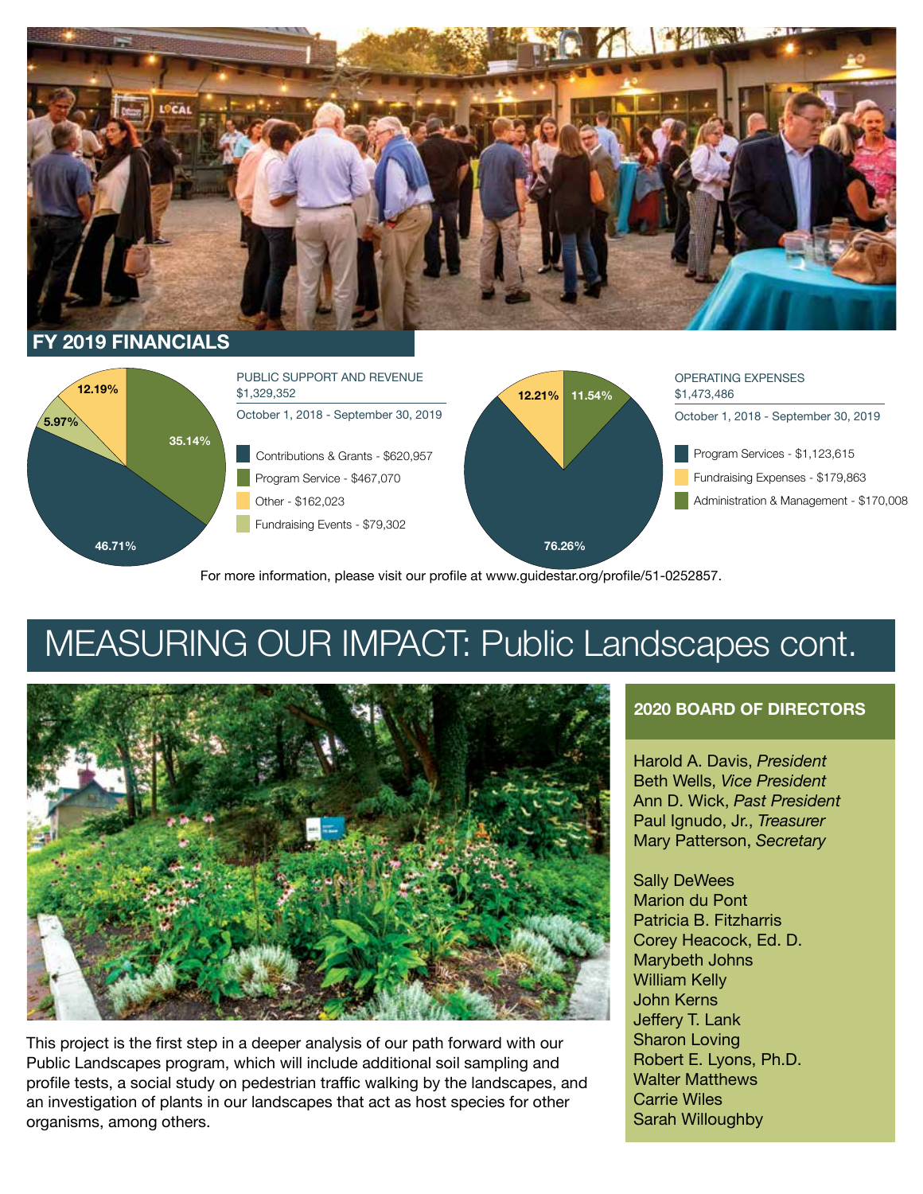## FY 2019 FINANCIALS

12.19%
5.97%
35.14%
46.71%

PUBLIC SUPPORT AND REVENUE
$1,329,352

October 1, 2018 - September 30, 2019

- Contributions & Grants - $620,957
- Program Service - $467,070
- Other - $162,023
- Fundraising Events - $79,302

12.21%
11.54%
76.26%

OPERATING EXPENSES
$1,473,486

October 1, 2018 - September 30, 2019

- Program Services - $1,123,615
- Fundraising Expenses - $179,863
- Administration & Management - $170,008

For more information, please visit our profile at www.guidestar.org/profile/51-0252857.

# MEASURING OUR IMPACT: Public Landscapes cont.

This project is the first step in a deeper analysis of our path forward with our Public Landscapes program, which will include additional soil sampling and profile tests, a social study on pedestrian traffic walking by the landscapes, and an investigation of plants in our landscapes that act as host species for other organisms, among others.

### 2020 BOARD OF DIRECTORS

Harold A. Davis, *President*
Beth Wells, *Vice President*
Ann D. Wick, *Past President*
Paul Ignudo, Jr., *Treasurer*
Mary Patterson, *Secretary*

Sally DeWees
Marion du Pont
Patricia B. Fitzharris
Corey Heacock, Ed. D.
Marybeth Johns
William Kelly
John Kerns
Jeffery T. Lank
Sharon Loving
Robert E. Lyons, Ph.D.
Walter Matthews
Carrie Wiles
Sarah Willoughby